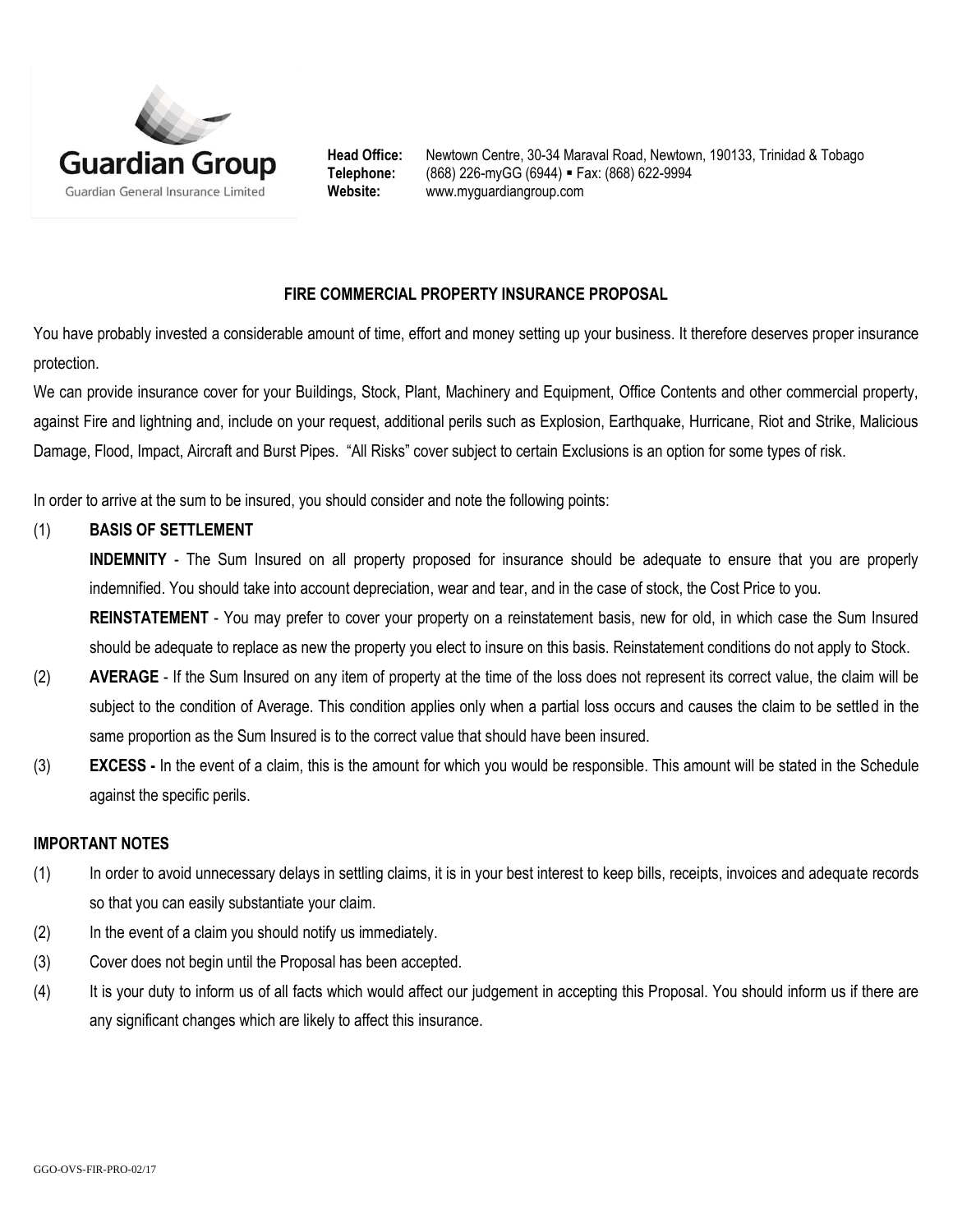**Guardian Group**
Guardian General Insurance Limited

**Head Office:** Newtown Centre, 30-34 Maraval Road, Newtown, 190133, Trinidad & Tobago
**Telephone:** (868) 226-myGG (6944) ▪ Fax: (868) 622-9994
**Website:** www.myguardiangroup.com

# FIRE COMMERCIAL PROPERTY INSURANCE PROPOSAL

You have probably invested a considerable amount of time, effort and money setting up your business. It therefore deserves proper insurance protection.

We can provide insurance cover for your Buildings, Stock, Plant, Machinery and Equipment, Office Contents and other commercial property, against Fire and lightning and, include on your request, additional perils such as Explosion, Earthquake, Hurricane, Riot and Strike, Malicious Damage, Flood, Impact, Aircraft and Burst Pipes. "All Risks" cover subject to certain Exclusions is an option for some types of risk.

In order to arrive at the sum to be insured, you should consider and note the following points:

(1) **BASIS OF SETTLEMENT**

**INDEMNITY** - The Sum Insured on all property proposed for insurance should be adequate to ensure that you are properly indemnified. You should take into account depreciation, wear and tear, and in the case of stock, the Cost Price to you.

**REINSTATEMENT** - You may prefer to cover your property on a reinstatement basis, new for old, in which case the Sum Insured should be adequate to replace as new the property you elect to insure on this basis. Reinstatement conditions do not apply to Stock.

(2) **AVERAGE** - If the Sum Insured on any item of property at the time of the loss does not represent its correct value, the claim will be subject to the condition of Average. This condition applies only when a partial loss occurs and causes the claim to be settled in the same proportion as the Sum Insured is to the correct value that should have been insured.

(3) **EXCESS -** In the event of a claim, this is the amount for which you would be responsible. This amount will be stated in the Schedule against the specific perils.

## IMPORTANT NOTES

(1) In order to avoid unnecessary delays in settling claims, it is in your best interest to keep bills, receipts, invoices and adequate records so that you can easily substantiate your claim.

(2) In the event of a claim you should notify us immediately.

(3) Cover does not begin until the Proposal has been accepted.

(4) It is your duty to inform us of all facts which would affect our judgement in accepting this Proposal. You should inform us if there are any significant changes which are likely to affect this insurance.

GGO-OVS-FIR-PRO-02/17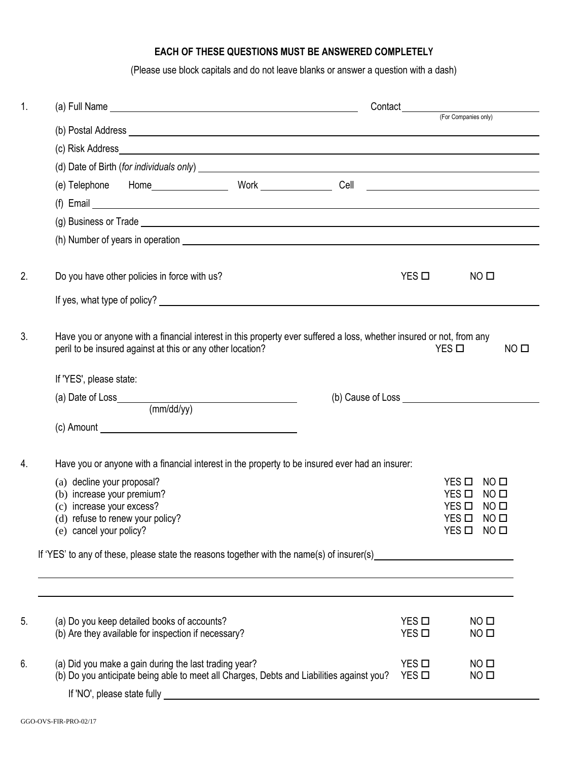**EACH OF THESE QUESTIONS MUST BE ANSWERED COMPLETELY**

(Please use block capitals and do not leave blanks or answer a question with a dash)

1. (a) Full Name ______________________ Contact ______________________ (For Companies only)

   (b) Postal Address ______________________

   (c) Risk Address ______________________

   (d) Date of Birth (*for individuals only*) ______________________

   (e) Telephone Home ____________ Work ____________ Cell ____________

   (f) Email ______________________

   (g) Business or Trade ______________________

   (h) Number of years in operation ______________________

2. Do you have other policies in force with us? YES ☐ NO ☐

   If yes, what type of policy? ______________________

3. Have you or anyone with a financial interest in this property ever suffered a loss, whether insured or not, from any peril to be insured against at this or any other location? YES ☐ NO ☐

   If 'YES', please state:

   (a) Date of Loss ______________________ (mm/dd/yy)  (b) Cause of Loss ______________________

   (c) Amount ______________________

4. Have you or anyone with a financial interest in the property to be insured ever had an insurer:

   (a) decline your proposal? YES ☐ NO ☐
   (b) increase your premium? YES ☐ NO ☐
   (c) increase your excess? YES ☐ NO ☐
   (d) refuse to renew your policy? YES ☐ NO ☐
   (e) cancel your policy? YES ☐ NO ☐

   If 'YES' to any of these, please state the reasons together with the name(s) of insurer(s) ______________________

   ______________________

   ______________________

5. (a) Do you keep detailed books of accounts? YES ☐ NO ☐
   (b) Are they available for inspection if necessary? YES ☐ NO ☐

6. (a) Did you make a gain during the last trading year? YES ☐ NO ☐
   (b) Do you anticipate being able to meet all Charges, Debts and Liabilities against you? YES ☐ NO ☐

   If 'NO', please state fully ______________________

GGO-OVS-FIR-PRO-02/17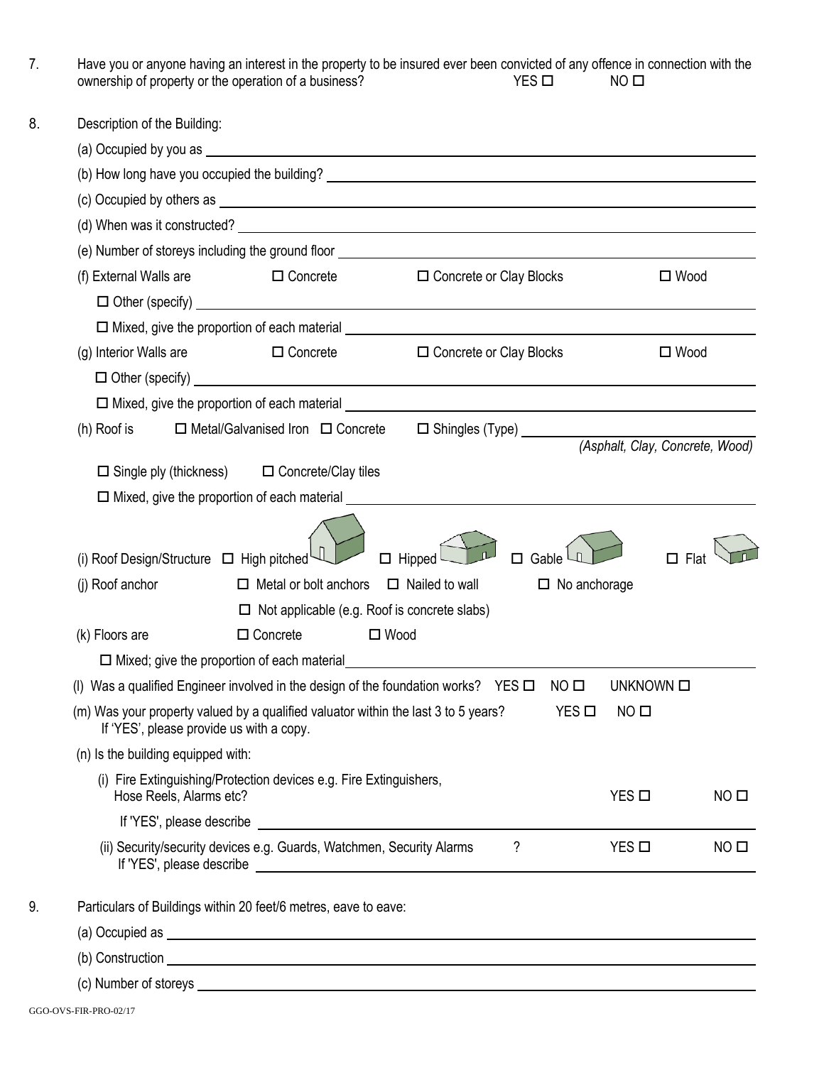7. Have you or anyone having an interest in the property to be insured ever been convicted of any offence in connection with the ownership of property or the operation of a business? YES ☐ NO ☐

8. Description of the Building:

   (a) Occupied by you as ______________________________

   (b) How long have you occupied the building? ______________________________

   (c) Occupied by others as ______________________________

   (d) When was it constructed? ______________________________

   (e) Number of storeys including the ground floor ______________________________

   (f) External Walls are ☐ Concrete ☐ Concrete or Clay Blocks ☐ Wood

   ☐ Other (specify) ______________________________

   ☐ Mixed, give the proportion of each material ______________________________

   (g) Interior Walls are ☐ Concrete ☐ Concrete or Clay Blocks ☐ Wood

   ☐ Other (specify) ______________________________

   ☐ Mixed, give the proportion of each material ______________________________

   (h) Roof is ☐ Metal/Galvanised Iron ☐ Concrete ☐ Shingles (Type) ______________________________ *(Asphalt, Clay, Concrete, Wood)*

   ☐ Single ply (thickness) ☐ Concrete/Clay tiles

   ☐ Mixed, give the proportion of each material ______________________________

   (i) Roof Design/Structure ☐ High pitched ☐ Hipped ☐ Gable ☐ Flat

   (j) Roof anchor ☐ Metal or bolt anchors ☐ Nailed to wall ☐ No anchorage

   ☐ Not applicable (e.g. Roof is concrete slabs)

   (k) Floors are ☐ Concrete ☐ Wood

   ☐ Mixed; give the proportion of each material ______________________________

   (l) Was a qualified Engineer involved in the design of the foundation works? YES ☐ NO ☐ UNKNOWN ☐

   (m) Was your property valued by a qualified valuator within the last 3 to 5 years? YES ☐ NO ☐
   If 'YES', please provide us with a copy.

   (n) Is the building equipped with:

   (i) Fire Extinguishing/Protection devices e.g. Fire Extinguishers, Hose Reels, Alarms etc? YES ☐ NO ☐

   If 'YES', please describe ______________________________

   (ii) Security/security devices e.g. Guards, Watchmen, Security Alarms ? YES ☐ NO ☐
   If 'YES', please describe ______________________________

9. Particulars of Buildings within 20 feet/6 metres, eave to eave:

   (a) Occupied as ______________________________

   (b) Construction ______________________________

   (c) Number of storeys ______________________________

GGO-OVS-FIR-PRO-02/17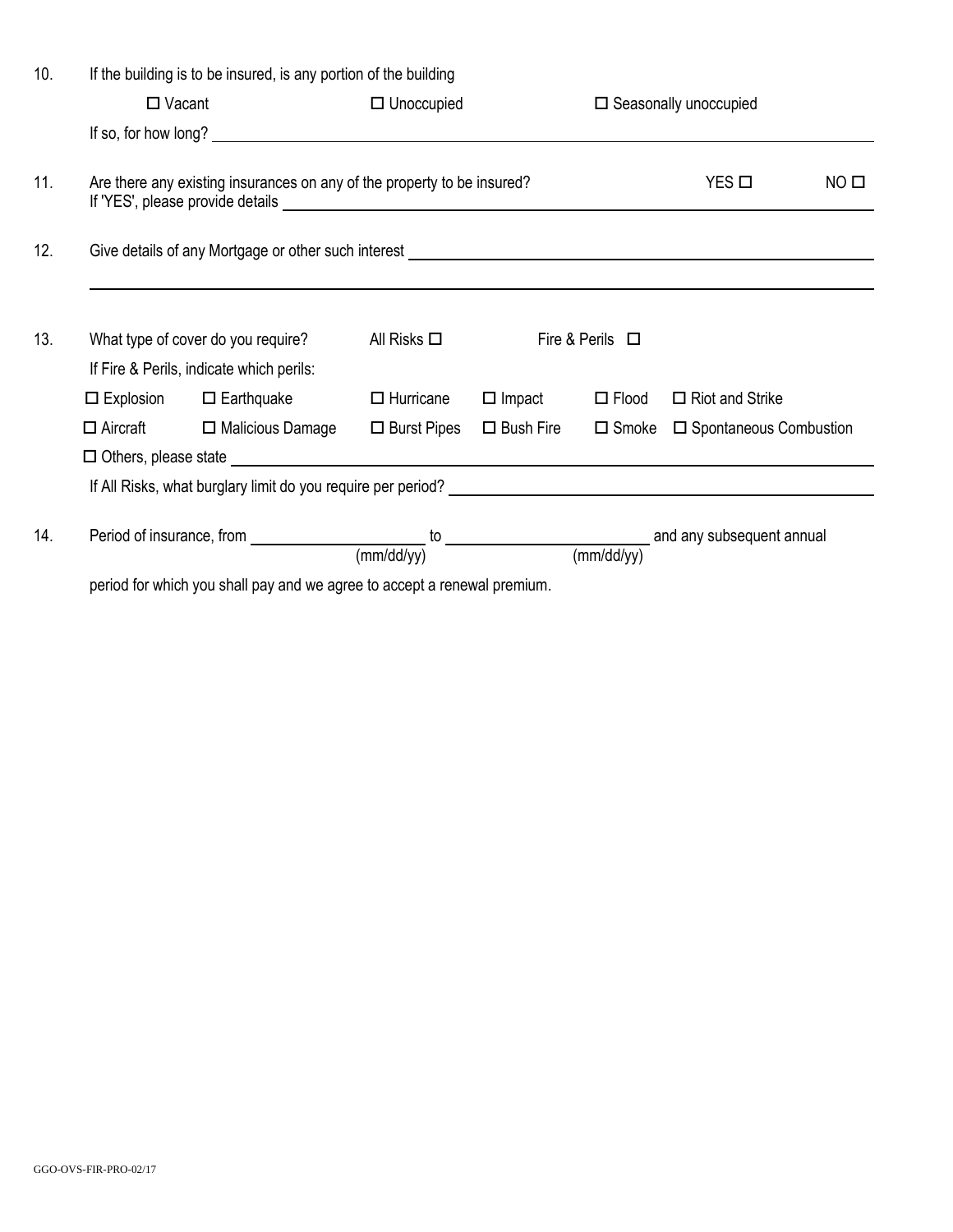10. If the building is to be insured, is any portion of the building

    ☐ Vacant ☐ Unoccupied ☐ Seasonally unoccupied

    If so, for how long? ______________________________

11. Are there any existing insurances on any of the property to be insured? YES ☐ NO ☐

    If 'YES', please provide details ______________________________

12. Give details of any Mortgage or other such interest ______________________________

    ______________________________

13. What type of cover do you require? All Risks ☐ Fire & Perils ☐

    If Fire & Perils, indicate which perils:

    ☐ Explosion ☐ Earthquake ☐ Hurricane ☐ Impact ☐ Flood ☐ Riot and Strike

    ☐ Aircraft ☐ Malicious Damage ☐ Burst Pipes ☐ Bush Fire ☐ Smoke ☐ Spontaneous Combustion

    ☐ Others, please state ______________________________

    If All Risks, what burglary limit do you require per period? ______________________________

14. Period of insurance, from ____________ (mm/dd/yy) to ____________ (mm/dd/yy) and any subsequent annual period for which you shall pay and we agree to accept a renewal premium.

GGO-OVS-FIR-PRO-02/17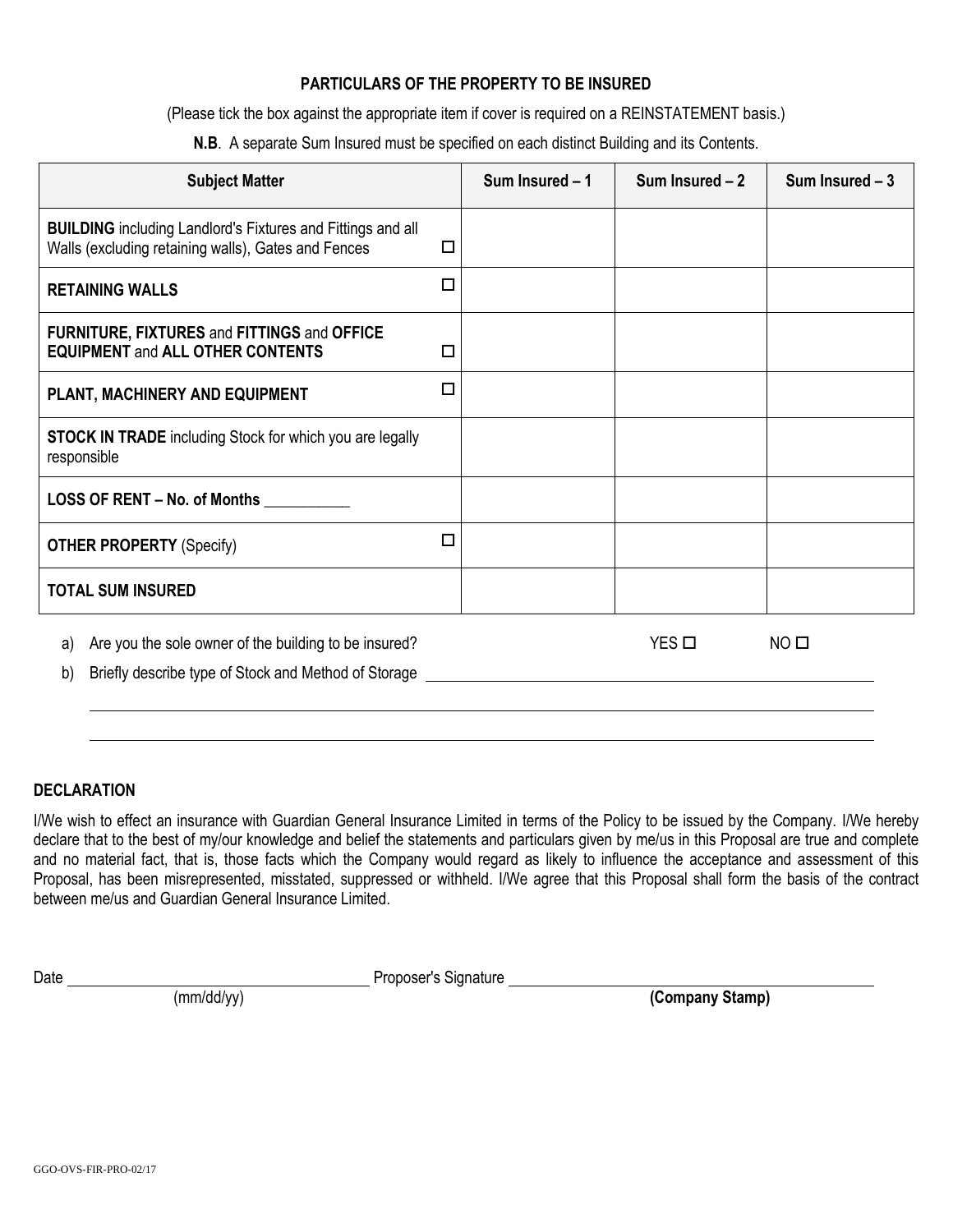## PARTICULARS OF THE PROPERTY TO BE INSURED

(Please tick the box against the appropriate item if cover is required on a REINSTATEMENT basis.)

**N.B**. A separate Sum Insured must be specified on each distinct Building and its Contents.

| Subject Matter | | Sum Insured – 1 | Sum Insured – 2 | Sum Insured – 3 |
|---|---|---|---|---|
| **BUILDING** including Landlord's Fixtures and Fittings and all Walls (excluding retaining walls), Gates and Fences | ☐ | | | |
| **RETAINING WALLS** | ☐ | | | |
| **FURNITURE, FIXTURES** and **FITTINGS** and **OFFICE EQUIPMENT** and **ALL OTHER CONTENTS** | ☐ | | | |
| **PLANT, MACHINERY AND EQUIPMENT** | ☐ | | | |
| **STOCK IN TRADE** including Stock for which you are legally responsible | | | | |
| **LOSS OF RENT – No. of Months** ___________ | | | | |
| **OTHER PROPERTY** (Specify) | ☐ | | | |
| **TOTAL SUM INSURED** | | | | |

a) Are you the sole owner of the building to be insured? YES ☐ NO ☐

b) Briefly describe type of Stock and Method of Storage ____________________________________________

______________________________________________________________________

______________________________________________________________________

## DECLARATION

I/We wish to effect an insurance with Guardian General Insurance Limited in terms of the Policy to be issued by the Company. I/We hereby declare that to the best of my/our knowledge and belief the statements and particulars given by me/us in this Proposal are true and complete and no material fact, that is, those facts which the Company would regard as likely to influence the acceptance and assessment of this Proposal, has been misrepresented, misstated, suppressed or withheld. I/We agree that this Proposal shall form the basis of the contract between me/us and Guardian General Insurance Limited.

Date ______________________ Proposer's Signature ______________________

(mm/dd/yy) **(Company Stamp)**

GGO-OVS-FIR-PRO-02/17